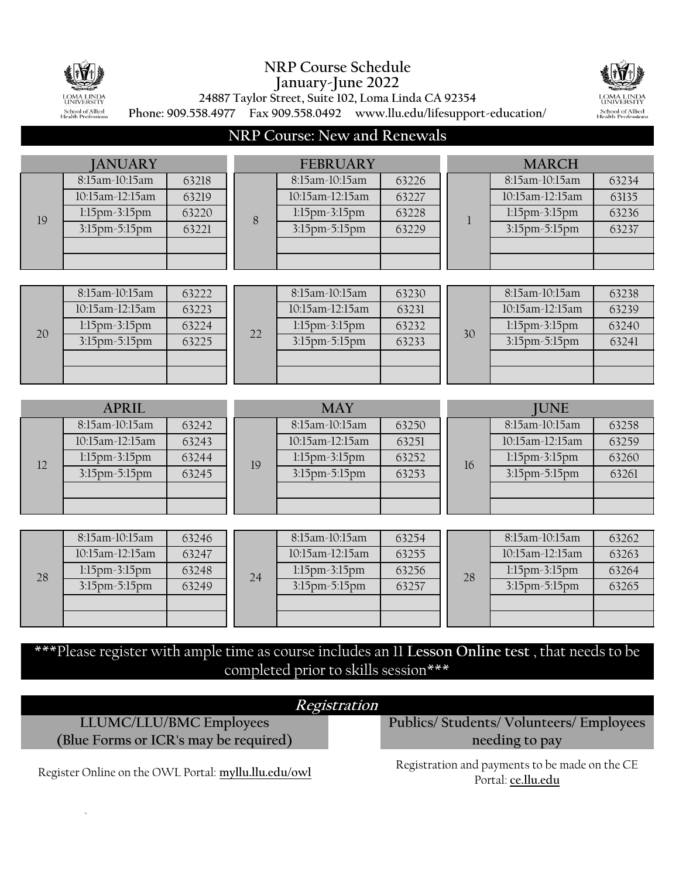# NRP Course Schedule
## January-June 2022

24887 Taylor Street, Suite 102, Loma Linda CA 92354

Phone: 909.558.4977 Fax 909.558.0492 www.llu.edu/lifesupport-education/

## NRP Course: New and Renewals

### JANUARY

| Date | Time | Course # |
|---|---|---|
| 19 | 8:15am-10:15am | 63218 |
| | 10:15am-12:15am | 63219 |
| | 1:15pm-3:15pm | 63220 |
| | 3:15pm-5:15pm | 63221 |
| 20 | 8:15am-10:15am | 63222 |
| | 10:15am-12:15am | 63223 |
| | 1:15pm-3:15pm | 63224 |
| | 3:15pm-5:15pm | 63225 |

### FEBRUARY

| Date | Time | Course # |
|---|---|---|
| 8 | 8:15am-10:15am | 63226 |
| | 10:15am-12:15am | 63227 |
| | 1:15pm-3:15pm | 63228 |
| | 3:15pm-5:15pm | 63229 |
| 22 | 8:15am-10:15am | 63230 |
| | 10:15am-12:15am | 63231 |
| | 1:15pm-3:15pm | 63232 |
| | 3:15pm-5:15pm | 63233 |

### MARCH

| Date | Time | Course # |
|---|---|---|
| 1 | 8:15am-10:15am | 63234 |
| | 10:15am-12:15am | 63135 |
| | 1:15pm-3:15pm | 63236 |
| | 3:15pm-5:15pm | 63237 |
| 30 | 8:15am-10:15am | 63238 |
| | 10:15am-12:15am | 63239 |
| | 1:15pm-3:15pm | 63240 |
| | 3:15pm-5:15pm | 63241 |

### APRIL

| Date | Time | Course # |
|---|---|---|
| 12 | 8:15am-10:15am | 63242 |
| | 10:15am-12:15am | 63243 |
| | 1:15pm-3:15pm | 63244 |
| | 3:15pm-5:15pm | 63245 |
| 28 | 8:15am-10:15am | 63246 |
| | 10:15am-12:15am | 63247 |
| | 1:15pm-3:15pm | 63248 |
| | 3:15pm-5:15pm | 63249 |

### MAY

| Date | Time | Course # |
|---|---|---|
| 19 | 8:15am-10:15am | 63250 |
| | 10:15am-12:15am | 63251 |
| | 1:15pm-3:15pm | 63252 |
| | 3:15pm-5:15pm | 63253 |
| 24 | 8:15am-10:15am | 63254 |
| | 10:15am-12:15am | 63255 |
| | 1:15pm-3:15pm | 63256 |
| | 3:15pm-5:15pm | 63257 |

### JUNE

| Date | Time | Course # |
|---|---|---|
| 16 | 8:15am-10:15am | 63258 |
| | 10:15am-12:15am | 63259 |
| | 1:15pm-3:15pm | 63260 |
| | 3:15pm-5:15pm | 63261 |
| 28 | 8:15am-10:15am | 63262 |
| | 10:15am-12:15am | 63263 |
| | 1:15pm-3:15pm | 63264 |
| | 3:15pm-5:15pm | 63265 |

***Please register with ample time as course includes an 11 **Lesson Online test** , that needs to be completed prior to skills session***

## *Registration*

| LLUMC/LLU/BMC Employees (Blue Forms or ICR's may be required) | Publics/ Students/ Volunteers/ Employees needing to pay |
|---|---|
| Register Online on the OWL Portal: **myllu.llu.edu/owl** | Registration and payments to be made on the CE Portal: **ce.llu.edu** |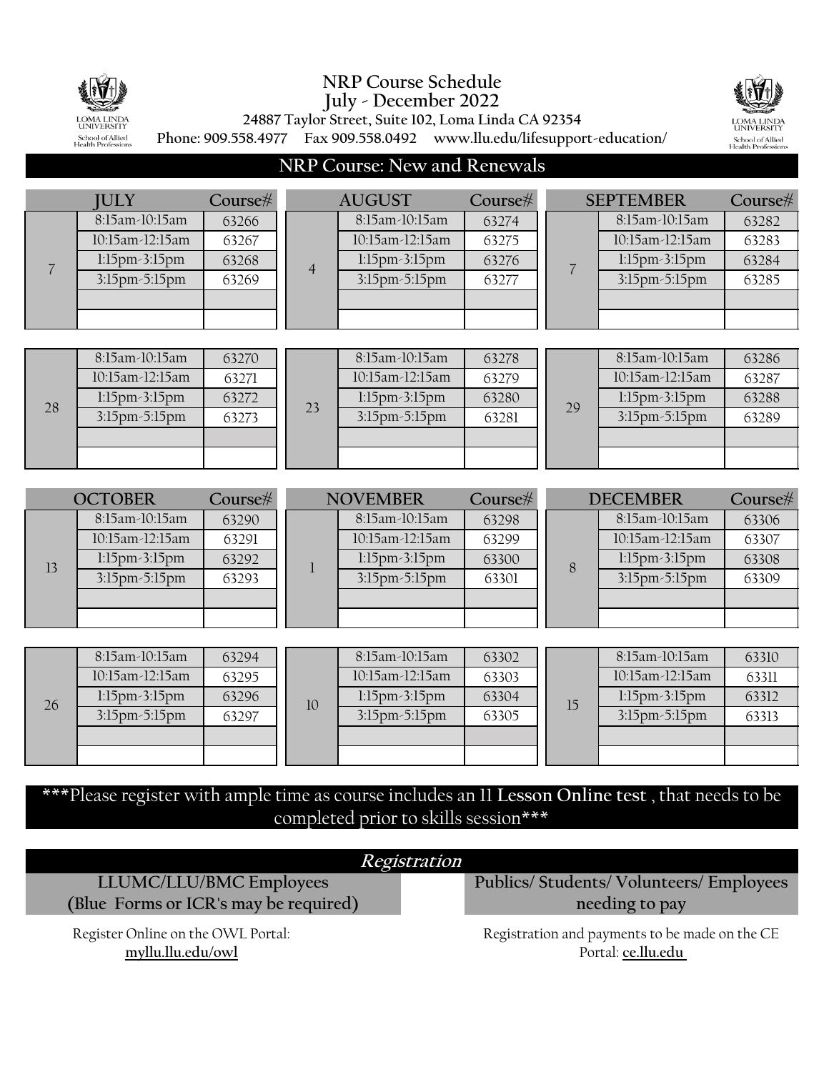# NRP Course Schedule

## July - December 2022

**24887 Taylor Street, Suite 102, Loma Linda CA 92354**

**Phone: 909.558.4977 Fax 909.558.0492 www.llu.edu/lifesupport-education/**

## NRP Course: New and Renewals

| JULY | | Course# | AUGUST | | Course# | SEPTEMBER | | Course# |
|---|---|---|---|---|---|---|---|---|
| 7 | 8:15am-10:15am | 63266 | 4 | 8:15am-10:15am | 63274 | 7 | 8:15am-10:15am | 63282 |
| | 10:15am-12:15am | 63267 | | 10:15am-12:15am | 63275 | | 10:15am-12:15am | 63283 |
| | 1:15pm-3:15pm | 63268 | | 1:15pm-3:15pm | 63276 | | 1:15pm-3:15pm | 63284 |
| | 3:15pm-5:15pm | 63269 | | 3:15pm-5:15pm | 63277 | | 3:15pm-5:15pm | 63285 |
| 28 | 8:15am-10:15am | 63270 | 23 | 8:15am-10:15am | 63278 | 29 | 8:15am-10:15am | 63286 |
| | 10:15am-12:15am | 63271 | | 10:15am-12:15am | 63279 | | 10:15am-12:15am | 63287 |
| | 1:15pm-3:15pm | 63272 | | 1:15pm-3:15pm | 63280 | | 1:15pm-3:15pm | 63288 |
| | 3:15pm-5:15pm | 63273 | | 3:15pm-5:15pm | 63281 | | 3:15pm-5:15pm | 63289 |

| OCTOBER | | Course# | NOVEMBER | | Course# | DECEMBER | | Course# |
|---|---|---|---|---|---|---|---|---|
| 13 | 8:15am-10:15am | 63290 | 1 | 8:15am-10:15am | 63298 | 8 | 8:15am-10:15am | 63306 |
| | 10:15am-12:15am | 63291 | | 10:15am-12:15am | 63299 | | 10:15am-12:15am | 63307 |
| | 1:15pm-3:15pm | 63292 | | 1:15pm-3:15pm | 63300 | | 1:15pm-3:15pm | 63308 |
| | 3:15pm-5:15pm | 63293 | | 3:15pm-5:15pm | 63301 | | 3:15pm-5:15pm | 63309 |
| 26 | 8:15am-10:15am | 63294 | 10 | 8:15am-10:15am | 63302 | 15 | 8:15am-10:15am | 63310 |
| | 10:15am-12:15am | 63295 | | 10:15am-12:15am | 63303 | | 10:15am-12:15am | 63311 |
| | 1:15pm-3:15pm | 63296 | | 1:15pm-3:15pm | 63304 | | 1:15pm-3:15pm | 63312 |
| | 3:15pm-5:15pm | 63297 | | 3:15pm-5:15pm | 63305 | | 3:15pm-5:15pm | 63313 |

***Please register with ample time as course includes an 11 **Lesson Online test** , that needs to be completed prior to skills session***

## *Registration*

**LLUMC/LLU/BMC Employees (Blue Forms or ICR's may be required)**

Register Online on the OWL Portal: **myllu.llu.edu/owl**

**Publics/ Students/ Volunteers/ Employees needing to pay**

Registration and payments to be made on the CE Portal: **ce.llu.edu**